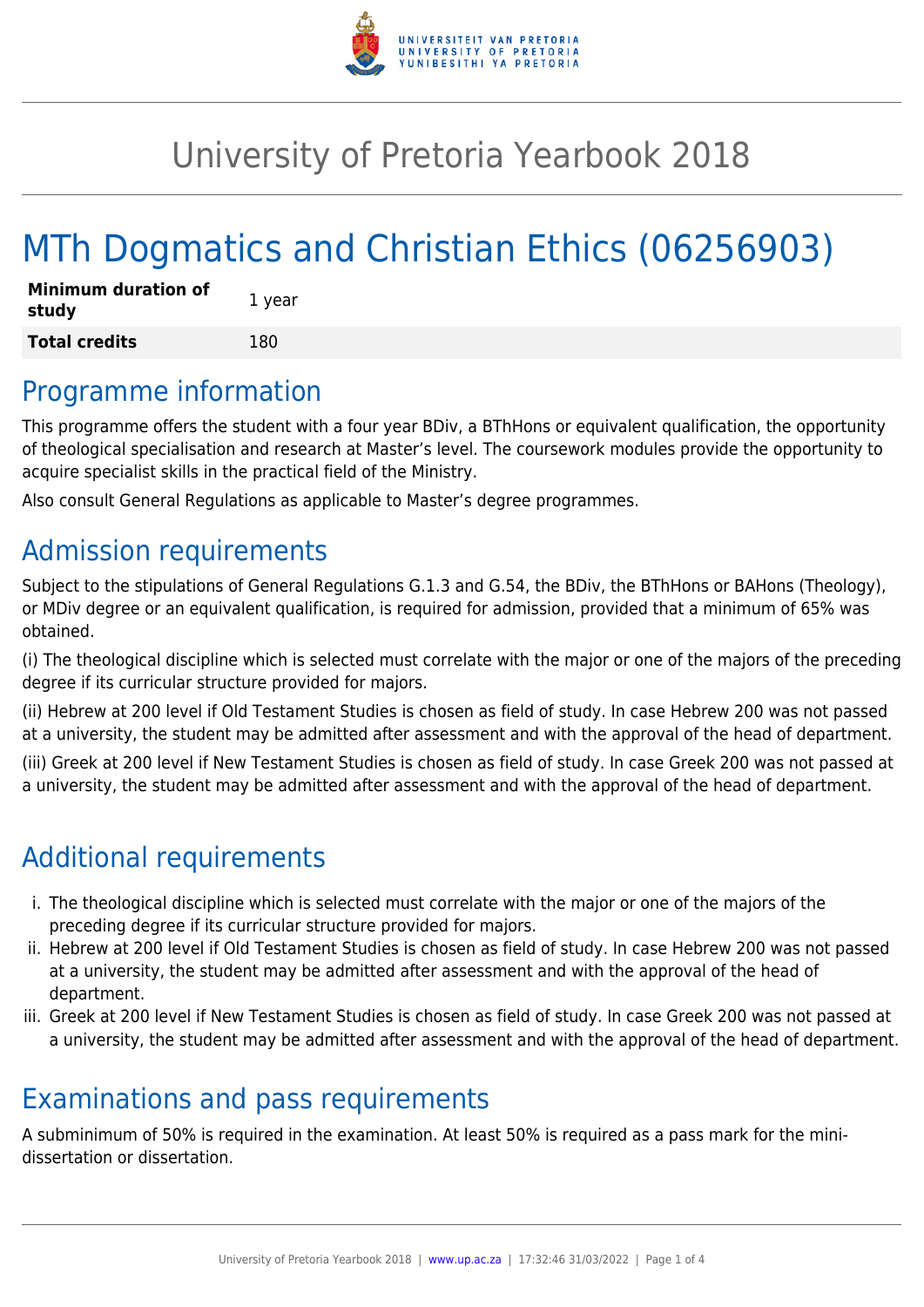# University of Pretoria Yearbook 2018

# MTh Dogmatics and Christian Ethics (06256903)

| | |
|---|---|
| **Minimum duration of study** | 1 year |
| **Total credits** | 180 |

## Programme information

This programme offers the student with a four year BDiv, a BThHons or equivalent qualification, the opportunity of theological specialisation and research at Master's level. The coursework modules provide the opportunity to acquire specialist skills in the practical field of the Ministry.

Also consult General Regulations as applicable to Master's degree programmes.

## Admission requirements

Subject to the stipulations of General Regulations G.1.3 and G.54, the BDiv, the BThHons or BAHons (Theology), or MDiv degree or an equivalent qualification, is required for admission, provided that a minimum of 65% was obtained.

(i) The theological discipline which is selected must correlate with the major or one of the majors of the preceding degree if its curricular structure provided for majors.

(ii) Hebrew at 200 level if Old Testament Studies is chosen as field of study. In case Hebrew 200 was not passed at a university, the student may be admitted after assessment and with the approval of the head of department.

(iii) Greek at 200 level if New Testament Studies is chosen as field of study. In case Greek 200 was not passed at a university, the student may be admitted after assessment and with the approval of the head of department.

## Additional requirements

i. The theological discipline which is selected must correlate with the major or one of the majors of the preceding degree if its curricular structure provided for majors.
ii. Hebrew at 200 level if Old Testament Studies is chosen as field of study. In case Hebrew 200 was not passed at a university, the student may be admitted after assessment and with the approval of the head of department.
iii. Greek at 200 level if New Testament Studies is chosen as field of study. In case Greek 200 was not passed at a university, the student may be admitted after assessment and with the approval of the head of department.

## Examinations and pass requirements

A subminimum of 50% is required in the examination. At least 50% is required as a pass mark for the mini-dissertation or dissertation.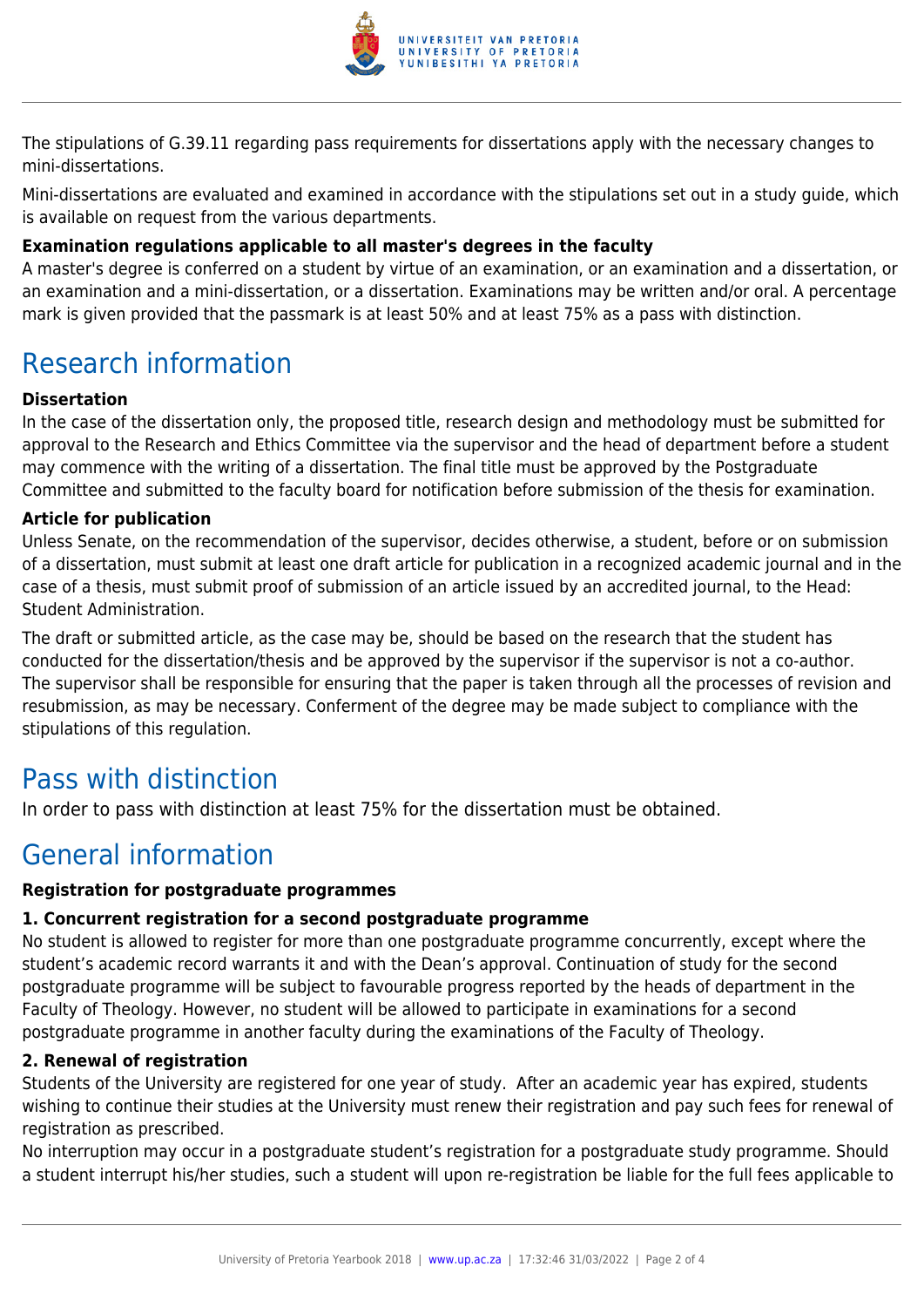The stipulations of G.39.11 regarding pass requirements for dissertations apply with the necessary changes to mini-dissertations.

Mini-dissertations are evaluated and examined in accordance with the stipulations set out in a study guide, which is available on request from the various departments.

**Examination regulations applicable to all master's degrees in the faculty**

A master's degree is conferred on a student by virtue of an examination, or an examination and a dissertation, or an examination and a mini-dissertation, or a dissertation. Examinations may be written and/or oral. A percentage mark is given provided that the passmark is at least 50% and at least 75% as a pass with distinction.

## Research information

**Dissertation**

In the case of the dissertation only, the proposed title, research design and methodology must be submitted for approval to the Research and Ethics Committee via the supervisor and the head of department before a student may commence with the writing of a dissertation. The final title must be approved by the Postgraduate Committee and submitted to the faculty board for notification before submission of the thesis for examination.

**Article for publication**

Unless Senate, on the recommendation of the supervisor, decides otherwise, a student, before or on submission of a dissertation, must submit at least one draft article for publication in a recognized academic journal and in the case of a thesis, must submit proof of submission of an article issued by an accredited journal, to the Head: Student Administration.

The draft or submitted article, as the case may be, should be based on the research that the student has conducted for the dissertation/thesis and be approved by the supervisor if the supervisor is not a co-author. The supervisor shall be responsible for ensuring that the paper is taken through all the processes of revision and resubmission, as may be necessary. Conferment of the degree may be made subject to compliance with the stipulations of this regulation.

## Pass with distinction

In order to pass with distinction at least 75% for the dissertation must be obtained.

## General information

**Registration for postgraduate programmes**

**1. Concurrent registration for a second postgraduate programme**

No student is allowed to register for more than one postgraduate programme concurrently, except where the student's academic record warrants it and with the Dean's approval. Continuation of study for the second postgraduate programme will be subject to favourable progress reported by the heads of department in the Faculty of Theology. However, no student will be allowed to participate in examinations for a second postgraduate programme in another faculty during the examinations of the Faculty of Theology.

**2. Renewal of registration**

Students of the University are registered for one year of study. After an academic year has expired, students wishing to continue their studies at the University must renew their registration and pay such fees for renewal of registration as prescribed.

No interruption may occur in a postgraduate student's registration for a postgraduate study programme. Should a student interrupt his/her studies, such a student will upon re-registration be liable for the full fees applicable to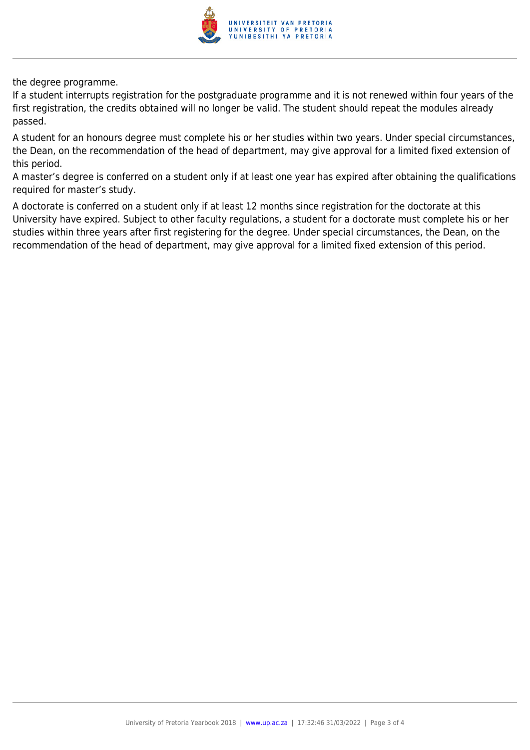the degree programme.

If a student interrupts registration for the postgraduate programme and it is not renewed within four years of the first registration, the credits obtained will no longer be valid. The student should repeat the modules already passed.

A student for an honours degree must complete his or her studies within two years. Under special circumstances, the Dean, on the recommendation of the head of department, may give approval for a limited fixed extension of this period.

A master's degree is conferred on a student only if at least one year has expired after obtaining the qualifications required for master's study.

A doctorate is conferred on a student only if at least 12 months since registration for the doctorate at this University have expired. Subject to other faculty regulations, a student for a doctorate must complete his or her studies within three years after first registering for the degree. Under special circumstances, the Dean, on the recommendation of the head of department, may give approval for a limited fixed extension of this period.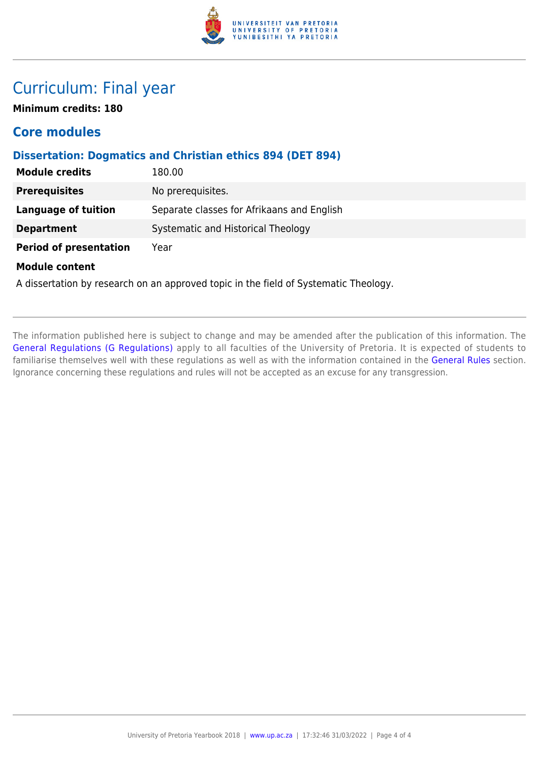# Curriculum: Final year

**Minimum credits: 180**

## Core modules

### Dissertation: Dogmatics and Christian ethics 894 (DET 894)

| | |
|---|---|
| **Module credits** | 180.00 |
| **Prerequisites** | No prerequisites. |
| **Language of tuition** | Separate classes for Afrikaans and English |
| **Department** | Systematic and Historical Theology |
| **Period of presentation** | Year |

**Module content**

A dissertation by research on an approved topic in the field of Systematic Theology.

---

The information published here is subject to change and may be amended after the publication of this information. The General Regulations (G Regulations) apply to all faculties of the University of Pretoria. It is expected of students to familiarise themselves well with these regulations as well as with the information contained in the General Rules section. Ignorance concerning these regulations and rules will not be accepted as an excuse for any transgression.